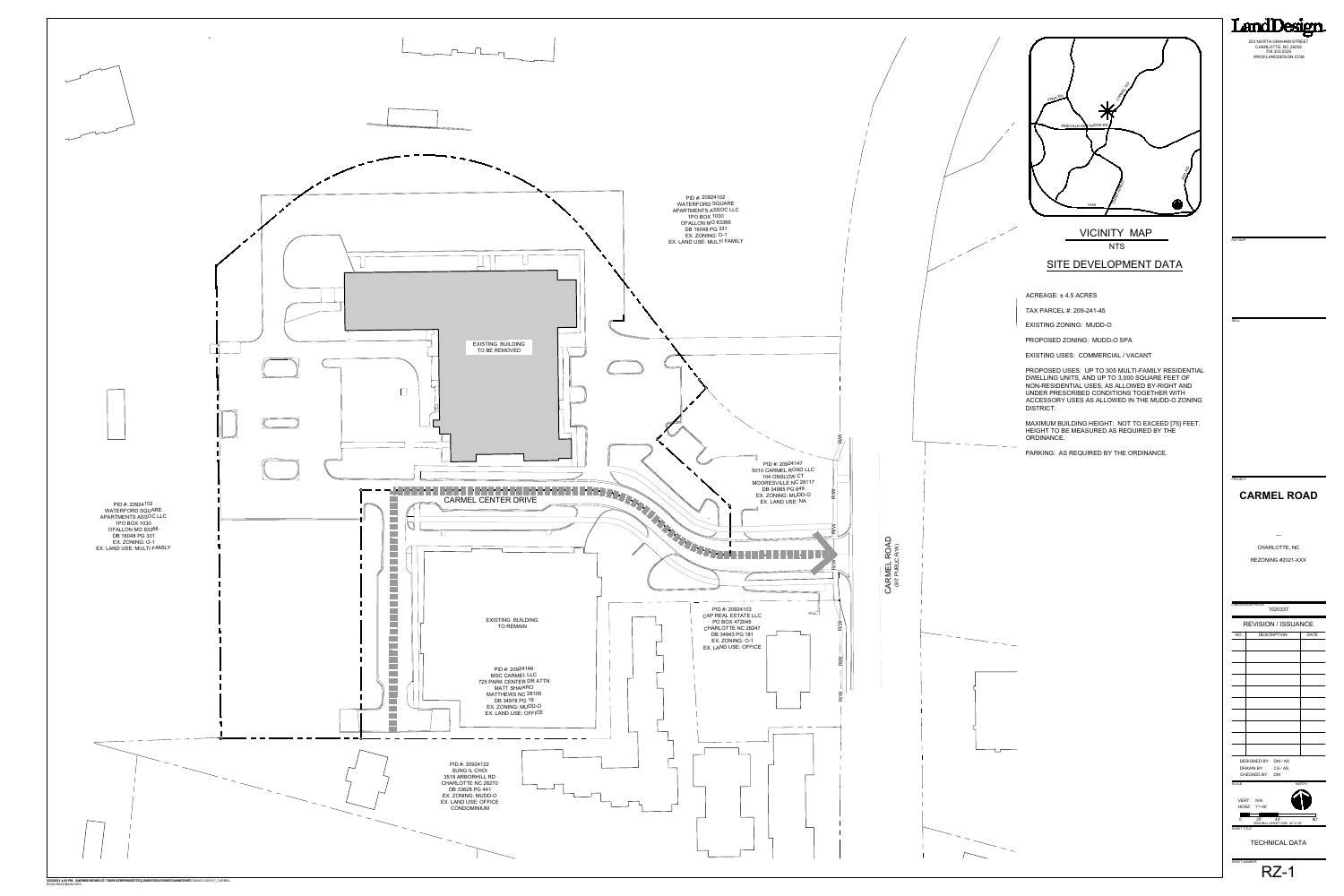# LandDesign

223 NORTH GRAHAM STREET
CHARLOTTE, NC 28202
704.333.0325
WWW.LANDDESIGN.COM

## VICINITY MAP

NTS

## SITE DEVELOPMENT DATA

ACREAGE: ± 4.5 ACRES

TAX PARCEL #: 209-241-45

EXISTING ZONING: MUDD-O

PROPOSED ZONING: MUDD-O SPA

EXISTING USES: COMMERCIAL / VACANT

PROPOSED USES: UP TO 305 MULTI-FAMILY RESIDENTIAL DWELLING UNITS, AND UP TO 3,000 SQUARE FEET OF NON-RESIDENTIAL USES, AS ALLOWED BY-RIGHT AND UNDER PRESCRIBED CONDITIONS TOGETHER WITH ACCESSORY USES AS ALLOWED IN THE MUDD-O ZONING DISTRICT.

MAXIMUM BUILDING HEIGHT: NOT TO EXCEED [75] FEET. HEIGHT TO BE MEASURED AS REQUIRED BY THE ORDINANCE.

PARKING: AS REQUIRED BY THE ORDINANCE.

PID #: 20924102
WATERFORD SQUARE APARTMENTS ASSOC LLC
1PO BOX 1030
OFALLON MO 63366
DB 16048 PG 331
EX. ZONING: O-1
EX. LAND USE: MULTI FAMILY

EXISTING BUILDING TO BE REMOVED

PID #: 20924147
5010 CARMEL ROAD LLC
104 ONSLOW CT
MOORESVILLE NC 28117
DB 34985 PG 849
EX. ZONING: MUDD-O
EX. LAND USE: NA

CARMEL CENTER DRIVE

CARMEL ROAD (80' PUBLIC R/W)

PID #: 20924102
WATERFORD SQUARE APARTMENTS ASSOC LLC
1PO BOX 1030
OFALLON MO 63366
DB 16048 PG 331
EX. ZONING: O-1
EX. LAND USE: MULTI FAMILY

EXISTING BUILDING TO REMAIN

PID #: 20924146
MSC CARMEL LLC
725 PARK CENTER DR ATTN MATT SHAPIRO
MATTHEWS NC 28105
DB 34978 PG 19
EX. ZONING: MUDD-O
EX. LAND USE: OFFICE

PID #: 20924103
CAP REAL ESTATE LLC
PO BOX 472045
CHARLOTTE NC 28247
DB 34943 PG 181
EX. ZONING: O-1
EX. LAND USE: OFFICE

PID #: 20924122
SUNG IL CHOI
3518 ARBORHILL RD
CHARLOTTE NC 28270
DB 33626 PG 441
EX. ZONING: MUDD-O
EX. LAND USE: OFFICE CONDOMINIUM

PROJECT

## CARMEL ROAD

CHARLOTTE, NC

REZONING #2021-XXX

1020337

REVISION / ISSUANCE

| NO. | DESCRIPTION | DATE |
| --- | --- | --- |
| | | |

DESIGNED BY: DM / AS
DRAWN BY: CS / AS
CHECKED BY: DM

VERT: N/A
HORZ: 1"=40'

TECHNICAL DATA

RZ-1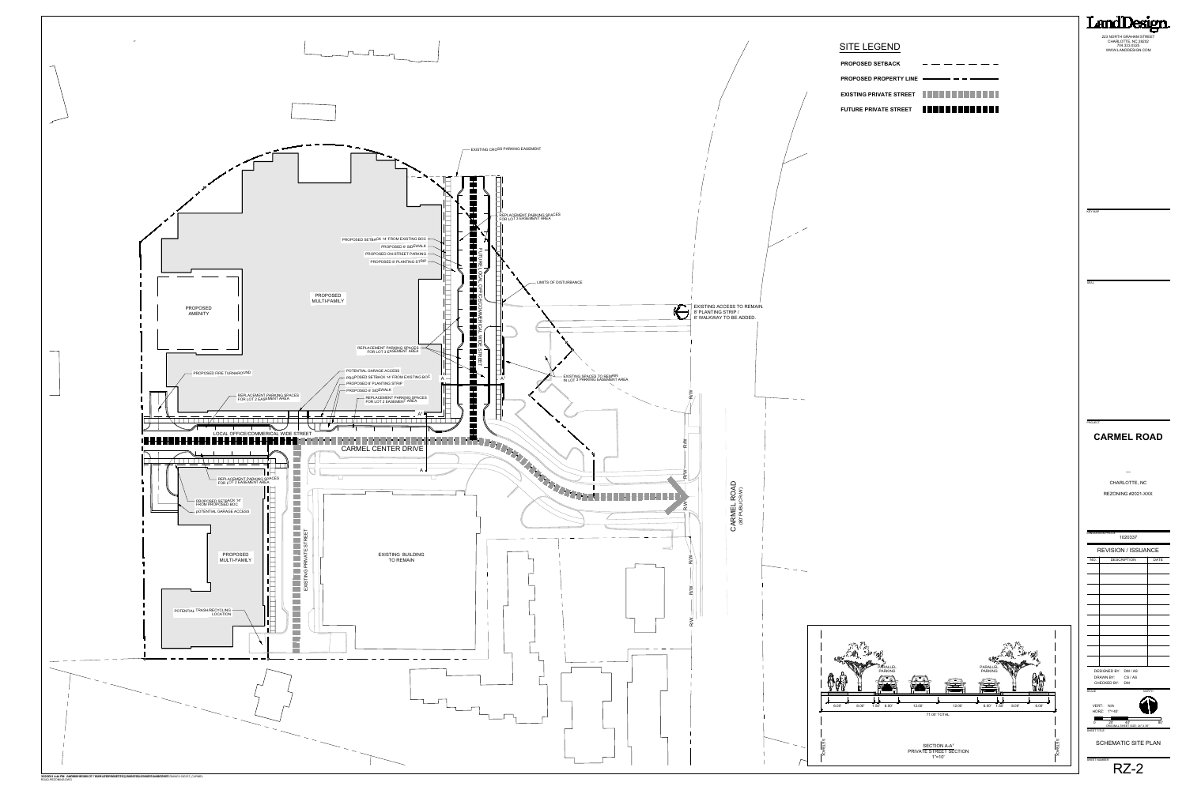## SITE LEGEND

- PROPOSED SETBACK
- PROPOSED PROPERTY LINE
- EXISTING PRIVATE STREET
- FUTURE PRIVATE STREET

EXISTING CROSS PARKING EASEMENT

REPLACEMENT PARKING SPACES FOR LOT 3 EASEMENT AREA

PROPOSED SETBACK 14' FROM EXISTING BOC

PROPOSED 8' SIDEWALK

PROPOSED ON-STREET PARKING

PROPOSED 8' PLANTING STRIP

FUTURE LOCAL OFFICE/COMMERCIAL WIDE STREET

LIMITS OF DISTURBANCE

PROPOSED AMENITY

PROPOSED MULTI-FAMILY

EXISTING ACCESS TO REMAIN. 8' PLANTING STRIP / 6' WALKWAY TO BE ADDED.

REPLACEMENT PARKING SPACES FOR LOT 3 EASEMENT AREA

PROPOSED FIRE TURNAROUND

POTENTIAL GARAGE ACCESS

PROPOSED SETBACK 14' FROM EXISTING BOC

PROPOSED 8' PLANTING STRIP

PROPOSED 8' SIDEWALK

EXISTING SPACES TO REMAIN IN LOT 3 PARKING EASEMENT AREA

REPLACEMENT PARKING SPACES FOR LOT 2 EASEMENT AREA

REPLACEMENT PARKING SPACES FOR LOT 2 EASEMENT AREA

LOCAL OFFICE/COMMERICAL WIDE STREET

CARMEL CENTER DRIVE

REPLACEMENT PARKING SPACES FOR LOT 2 EASEMENT AREA

PROPOSED SETBACK 14' FROM PROPOSED BOC

POTENTIAL GARAGE ACCESS

EXISTING PRIVATE STREET

EXISTING BUILDING TO REMAIN

PROPOSED MULTI-FAMILY

POTENTIAL TRASH/RECYCLING LOCATION

CARMEL ROAD (60' PUBLIC R/W)

R/W

PARALLEL PARKING | PARALLEL PARKING

6.00' | 8.00' | 1.00' | 8.00' | 12.00' | 12.00' | 8.00' | 1.00' | 8.00' | 6.00'

71.00' TOTAL

SECTION A-A'
PRIVATE STREET SECTION
1"=10'

# LandDesign

223 NORTH GRAHAM STREET
CHARLOTTE, NC 28202
704.333.0325
WWW.LANDDESIGN.COM

KEY MAP

SEAL

PROJECT

## CARMEL ROAD

CHARLOTTE, NC

REZONING #2021-XXX

LANDDESIGN PROJ.#
1020337

REVISION / ISSUANCE

| NO. | DESCRIPTION | DATE |
|---|---|---|
| | | |

DESIGNED BY: DM / AS
DRAWN BY: CS / AS
CHECKED BY: DM

SCALE / NORTH

VERT: N/A
HORZ: 1"=40'

0 20' 40' 80'
ORIGINAL SHEET SIZE: 30" X 42"

SHEET TITLE

SCHEMATIC SITE PLAN

SHEET NUMBER

RZ-2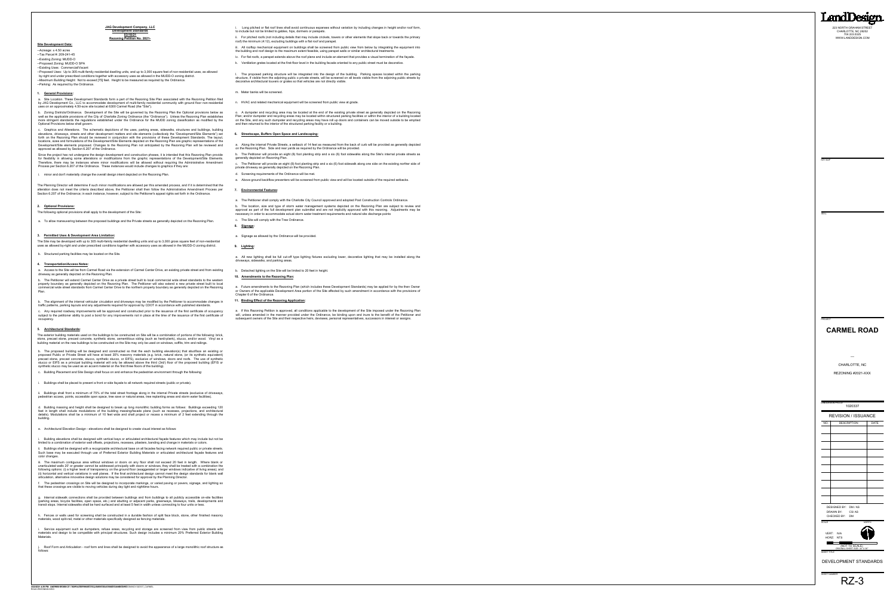**JAG Development Company, LLC**
**Development Standards**
**03/18/21**
**Rezoning Petition No. 2021-**

### Site Development Data:

--Acreage: ± 4.50 acres
--Tax Parcel #: 209-241-45
--Existing Zoning: MUDD-O
--Proposed Zoning: MUDD-O SPA
--Existing Uses: Commercial/Vacant
--Proposed Uses: Up to 305 multi-family residential dwelling units, and up to 3,000 square feet of non-residential uses, as allowed by-right and under prescribed conditions together with accessory uses as allowed in the MUDD-O zoning district.
--Maximum Building Height: Not to exceed [75] feet. Height to be measured as required by the Ordinance.
--Parking: As required by the Ordinance.

### 1. General Provisions:

a. Site Location. These Development Standards form a part of the Rezoning Site Plan associated with the Rezoning Petition filed by JAG Development Co., LLC to accommodate development of multi-family residential community with ground floor non-residential uses on an approximately 4.50-acre site located at 6300 Carmel Road (the "Site").

b. Zoning Districts/Ordinance. Development of the Site will be governed by the Rezoning Plan the Optional provisions below as well as the applicable provisions of the City of Charlotte Zoning Ordinance (the "Ordinance"). Unless the Rezoning Plan establishes more stringent standards the regulations established under the Ordinance for the MUDD zoning classification as modified by the Optional Provisions below shall govern.

c. Graphics and Alterations. The schematic depictions of the uses, parking areas, sidewalks, structures and buildings, building elevations, driveways, streets and other development matters and site elements (collectively the "Development/Site Elements") set forth on the Rezoning Plan should be reviewed in conjunction with the provisions of these Development Standards. The layout, locations, sizes and formulations of the Development/Site Elements depicted on the Rezoning Plan are graphic representations of the Development/Site elements proposed. Changes to the Rezoning Plan not anticipated by the Rezoning Plan will be reviewed and approved as allowed by Section 6.207 of the Ordinance.

Since the project has not undergone the design development and construction phases, it is intended that this Rezoning Plan provide for flexibility in allowing some alterations or modifications from the graphic representations of the Development/Site Elements. Therefore, there may be instances where minor modifications will be allowed without requiring the Administrative Amendment Process per Section 6.207 of the Ordinance. These instances would include changes to graphics if they are:

i. minor and don't materially change the overall design intent depicted on the Rezoning Plan.

The Planning Director will determine if such minor modifications are allowed per this amended process, and if it is determined that the alteration does not meet the criteria described above, the Petitioner shall then follow the Administrative Amendment Process per Section 6.207 of the Ordinance; in each instance, however, subject to the Petitioner's appeal rights set forth in the Ordinance.

### 2. Optional Provisions:

The following optional provisions shall apply to the development of the Site:

a. To allow maneuvering between the proposed buildings and the Private streets as generally depicted on the Rezoning Plan.

### 3. Permitted Uses & Development Area Limitation:

The Site may be developed with up to 305 multi-family residential dwelling units and up to 3,000 gross square feet of non-residential uses as allowed by-right and under prescribed conditions together with accessory uses as allowed in the MUDD-O zoning district.

b. Structured parking facilities may be located on the Site.

### 4. Transportation/Access Notes:

a. Access to the Site will be from Carmel Road via the extension of Carmel Center Drive, an existing private street and from existing driveway as generally depicted on the Rezoning Plan.

b. The Petitioner will extend Carmel Center Drive as a private street built to local commercial wide street standards to the western property boundary as generally depicted on the Rezoning Plan. The Petitioner will also extend a new private street built to local commercial wide street standards from Carmel Center Drive to the northern property boundary as generally depicted on the Rezoning Plan.

b. The alignment of the internal vehicular circulation and driveways may be modified by the Petitioner to accommodate changes in traffic patterns, parking layouts and any adjustments required for approval by CDOT in accordance with published standards.

c. Any required roadway improvements will be approved and constructed prior to the issuance of the first certificate of occupancy subject to the petitioner ability to post a bond for any improvements not in place at the time of the issuance of the first certificate of occupancy.

### 5. Architectural Standards:

The exterior building materials used on the buildings to be constructed on Site will be a combination of portions of the following: brick, stone, precast stone, precast concrete, synthetic stone, cementitious siding (such as hardi-plank), stucco, and/or wood. Vinyl as a building material on the new buildings to be constructed on the Site may only be used on windows, soffits, trim and railings.

b. The proposed building will be designed and constructed so that the each building elevation(s) that abut/face an existing or proposed Public or Private Street will have at least 35% masonry materials (e.g. brick, natural stone, (or its synthetic equivalent) precast stone, precast concrete, stucco, synthetic stucco, or EIFS), exclusive of windows, doors and roofs. The use of synthetic stucco or EIFS as a principal building material will only be allowed above the third (3rd) floor of the proposed building (EIFS or synthetic stucco may be used as an accent material on the first three floors of the building).

c. Building Placement and Site Design shall focus on and enhance the pedestrian environment through the following:

i. Buildings shall be placed to present a front or side façade to all network required streets (public or private).

ii. Buildings shall front a minimum of 75% of the total street frontage along in the internal Private streets (exclusive of driveways, pedestrian access, points, accessible open space, tree save or natural areas, tree replanting areas and storm water facilities).

d. Building massing and height shall be designed to break up long monolithic building forms as follows: Buildings exceeding 120 feet in length shall include modulations of the building massing/facade plane (such as recesses, projections, and architectural details). Modulations shall be a minimum of 10 feet wide and shall project or recess a minimum of 2 feet extending through the building.

e. Architectural Elevation Design - elevations shall be designed to create visual interest as follows:

i. Building elevations shall be designed with vertical bays or articulated architectural façade features which may include but not be limited to a combination of exterior wall offsets, projections, recesses, pilasters, banding and change in materials or colors.

ii. Buildings shall be designed with a recognizable architectural base on all facades facing network required public or private streets. Such base may be executed through use of Preferred Exterior Building Materials or articulated architectural façade features and color changes.

iii. The maximum contiguous area without windows or doors on any floor shall not exceed 20 feet in length. Where blank or unarticulated walls 20' or greater cannot be addressed principally with doors or windows, they shall be treated with a combination the following options: (i) a higher level of transparency on the ground floor (exaggerated or larger windows indicative of living areas); and (ii) horizontal and vertical variations in wall planes. If the final architectural design cannot meet the design standards for blank wall articulation, alternative innovative design solutions may be considered for approval by the Planning Director.

f. The pedestrian crossings on Site will be designed to incorporate markings, or varied paving or pavers, signage, and lighting so that these crossings are visible to moving vehicles during day light and nighttime hours.

g. Internal sidewalk connections shall be provided between buildings and from buildings to all publicly accessible on-site facilities (parking areas, bicycle facilities, open space, etc.) and abutting or adjacent parks, greenways, bikeways, trails, developments and transit stops. Internal sidewalks shall be hard surfaced and at least 5 feet in width unless connecting to four units or less.

h. Fences or walls used for screening shall be constructed in a durable fashion of split face block, stone, other finished masonry materials, wood split-rail, metal or other materials specifically designed as fencing materials.

i. Service equipment such as dumpsters, refuse areas, recycling and storage are screened from view from public streets with materials and design to be compatible with principal structures. Such design includes a minimum 20% Preferred Exterior Building Materials.

j. Roof Form and Articulation - roof form and lines shall be designed to avoid the appearance of a large monolithic roof structure as follows:

i. Long pitched or flat roof lines shall avoid continuous expanses without variation by including changes in height and/or roof form, to include but not be limited to gables, hips, dormers or parapets.

ii. For pitched roofs (not including details that may include crickets, towers or other elements that slope back or towards the primary roof) the minimum (4:12), excluding buildings with a flat roof and parapet.

iii. All rooftop mechanical equipment on buildings shall be screened from public view from below by integrating the equipment into the building and roof design to the maximum extent feasible, using parapet walls or similar architectural treatments.

iv. For flat roofs, a parapet extends above the roof plane and include an element that provides a visual termination of the façade.

k. Ventilation grates located at the first-floor level in the building facade oriented to any public street must be decorative.

l. The proposed parking structure will be integrated into the design of the building. Parking spaces located within the parking structure, if visible from the adjoining public o private streets, will be screened on all levels visible from the adjoining public streets by decorative architectural louvers or grates so that vehicles are not directly visible.

m. Meter banks will be screened.

n. HVAC and related mechanical equipment will be screened from public view at grade.

o. A dumpster and recycling area may be located at the end of the existing private street as generally depicted on the Rezoning Plan; and/or dumpster and recycling areas may be located within structured parking facilities or within the interior of a building located on the Site, and any such dumpster and recycling areas may have roll up doors and containers can be moved outside to be emptied and then returned to the interior of the structured parking facility or a building.

### 6. Streetscape, Buffers Open Space and Landscaping:

a. Along the internal Private Streets, a setback of 14 feet as measured from the back of curb will be provided as generally depicted on the Rezoning Plan. Side and rear yards as required by the Ordinance will be provided.

b. The Petitioner will provide an eight (8) foot planting strip and a six (6) foot sidewalks along the Site's internal private streets as generally depicted on Rezoning Plan.

c. The Petitioner will provide an eight (8) foot planting strip and a six (6) foot sidewalk along one side on the existing norther side of private driveway as generally depicted on the Rezoning Plan.

d. Screening requirements of the Ordinance will be met.

e. Above ground backflow preventers will be screened from public view and will be located outside of the required setbacks.

### 7. Environmental Features:

a. The Petitioner shall comply with the Charlotte City Council approved and adopted Post Construction Controls Ordinance.

b. The location, size and type of storm water management systems depicted on the Rezoning Plan are subject to review and approval as part of the full development plan submittal and are not implicitly approved with this rezoning. Adjustments may be necessary in order to accommodate actual storm water treatment requirements and natural site discharge points

c. The Site will comply with the Tree Ordinance.

### 8. Signage:

a. Signage as allowed by the Ordinance will be provided.

### 9. Lighting:

a. All new lighting shall be full cut-off type lighting fixtures excluding lower, decorative lighting that may be installed along the driveways, sidewalks, and parking areas.

b. Detached lighting on the Site will be limited to 20 feet in height.

### 10. Amendments to the Rezoning Plan:

a. Future amendments to the Rezoning Plan (which includes these Development Standards) may be applied for by the then Owner or Owners of the applicable Development Area portion of the Site affected by such amendment in accordance with the provisions of Chapter 6 of the Ordinance.

### 11. Binding Effect of the Rezoning Application:

a. If this Rezoning Petition is approved, all conditions applicable to the development of the Site imposed under the Rezoning Plan will, unless amended in the manner provided under the Ordinance, be binding upon and inure to the benefit of the Petitioner and subsequent owners of the Site and their respective heirs, devisees, personal representatives, successors in interest or assigns.

---

**LandDesign.**
223 NORTH GRAHAM STREET
CHARLOTTE, NC 28202
704.333.0325
WWW.LANDDESIGN.COM

KEY MAP

SEAL

PROJECT

## CARMEL ROAD

—

CHARLOTTE, NC

REZONING #2021-XXX

LANDDESIGN PROJ.#
1020337

REVISION / ISSUANCE

| NO. | DESCRIPTION | DATE |
|---|---|---|
| | | |

DESIGNED BY: DM / AS
DRAWN BY: CS/ AS
CHECKED BY: DM

SCALE

NORTH

VERT: N/A
HORZ: NTS

(NOT TO SCALE)
ORIGINAL SHEET SIZE: 22" X 34"

SHEET TITLE

DEVELOPMENT STANDARDS

SHEET NUMBER

RZ-3